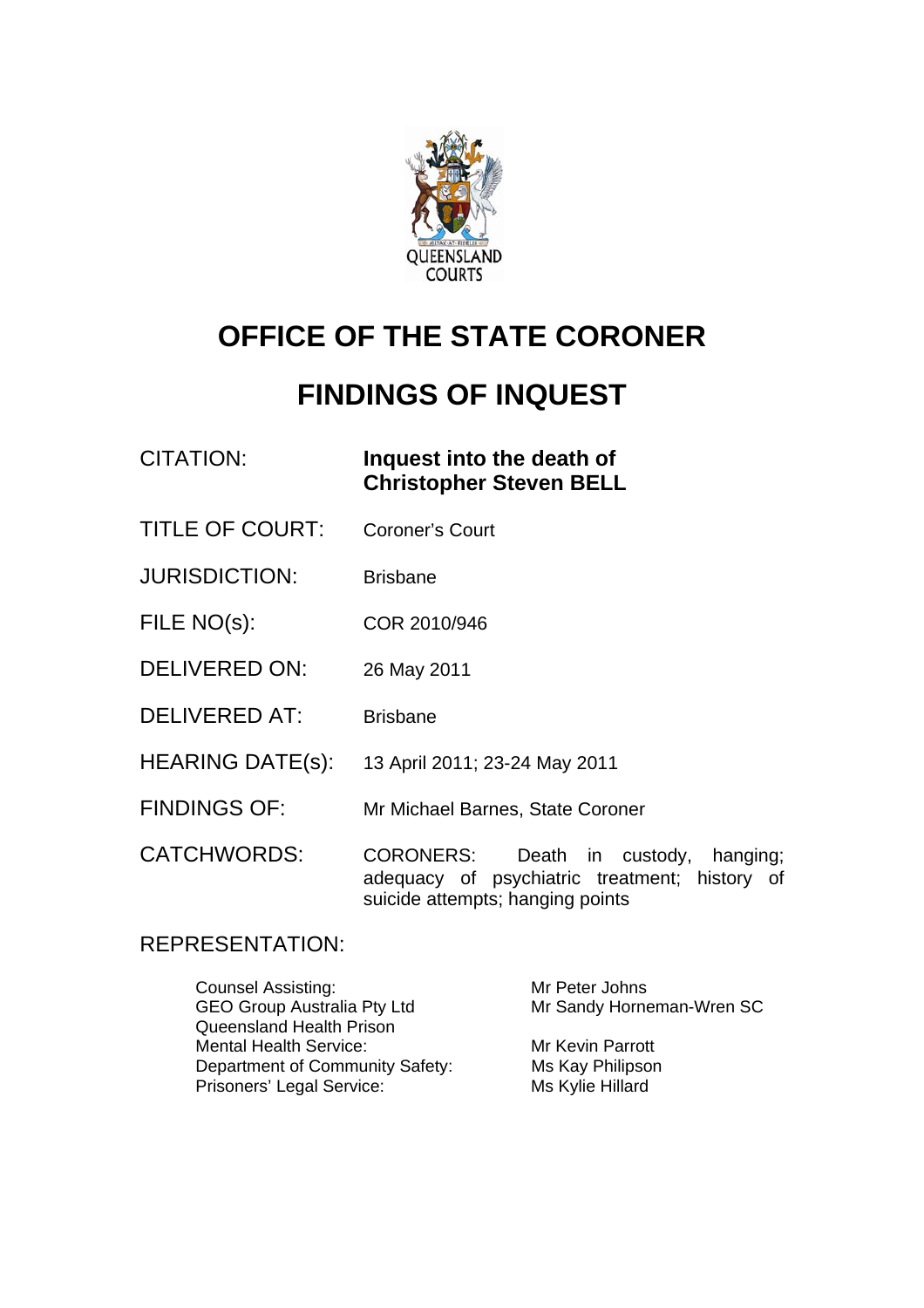# OFFICE OF THE STATE CORONER

# FINDINGS OF INQUEST

| | |
|---|---|
| CITATION: | **Inquest into the death of Christopher Steven BELL** |
| TITLE OF COURT: | Coroner's Court |
| JURISDICTION: | Brisbane |
| FILE NO(s): | COR 2010/946 |
| DELIVERED ON: | 26 May 2011 |
| DELIVERED AT: | Brisbane |
| HEARING DATE(s): | 13 April 2011; 23-24 May 2011 |
| FINDINGS OF: | Mr Michael Barnes, State Coroner |
| CATCHWORDS: | CORONERS: Death in custody, hanging; adequacy of psychiatric treatment; history of suicide attempts; hanging points |

REPRESENTATION:

| | |
|---|---|
| Counsel Assisting: | Mr Peter Johns |
| GEO Group Australia Pty Ltd | Mr Sandy Horneman-Wren SC |
| Queensland Health Prison Mental Health Service: | Mr Kevin Parrott |
| Department of Community Safety: | Ms Kay Philipson |
| Prisoners' Legal Service: | Ms Kylie Hillard |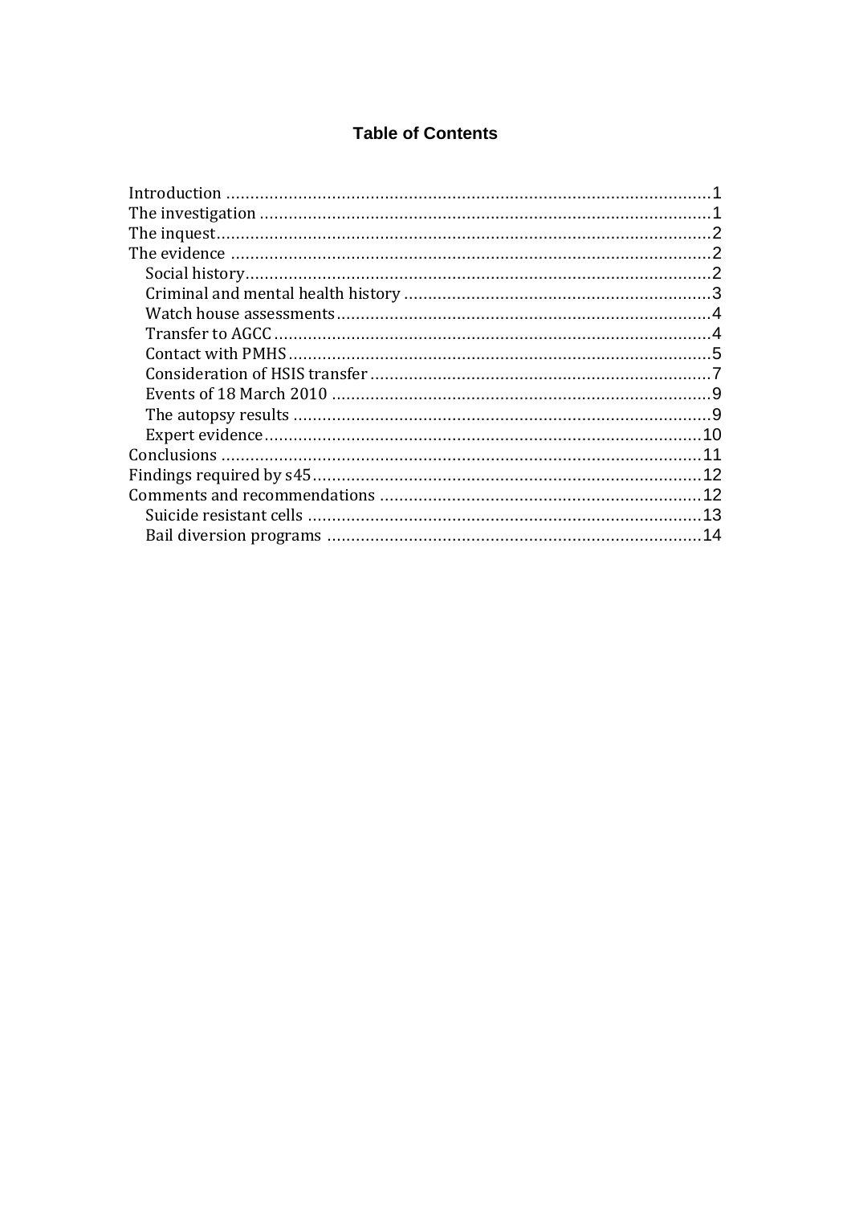## Table of Contents

- Introduction ....................................................................................................1
- The investigation .............................................................................................1
- The inquest......................................................................................................2
- The evidence ...................................................................................................2
  - Social history.................................................................................................2
  - Criminal and mental health history ...............................................................3
  - Watch house assessments.............................................................................4
  - Transfer to AGCC..........................................................................................4
  - Contact with PMHS.......................................................................................5
  - Consideration of HSIS transfer ......................................................................7
  - Events of 18 March 2010 ..............................................................................9
  - The autopsy results ......................................................................................9
  - Expert evidence...........................................................................................10
- Conclusions ...................................................................................................11
- Findings required by s45................................................................................12
- Comments and recommendations ..................................................................12
  - Suicide resistant cells .................................................................................13
  - Bail diversion programs ..............................................................................14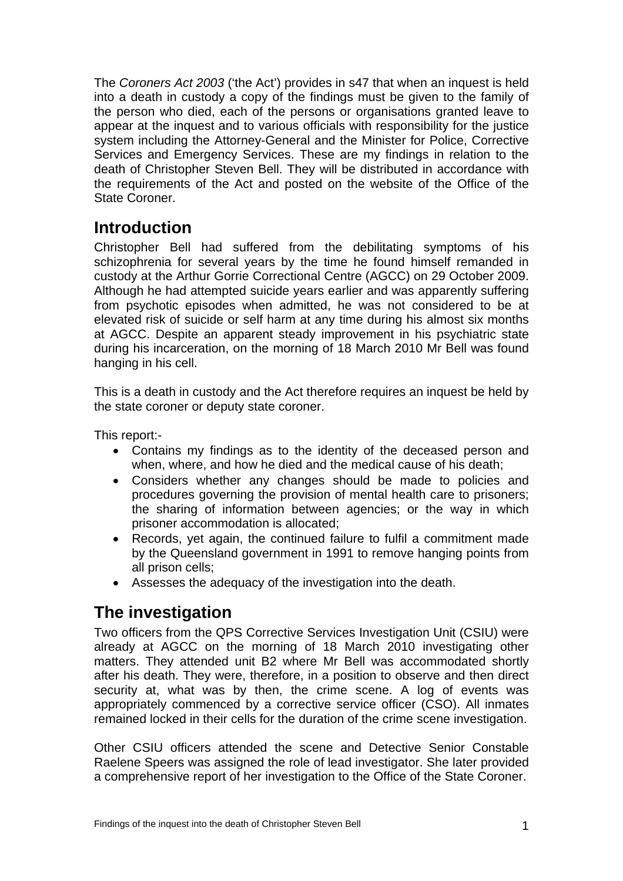The *Coroners Act 2003* ('the Act') provides in s47 that when an inquest is held into a death in custody a copy of the findings must be given to the family of the person who died, each of the persons or organisations granted leave to appear at the inquest and to various officials with responsibility for the justice system including the Attorney-General and the Minister for Police, Corrective Services and Emergency Services. These are my findings in relation to the death of Christopher Steven Bell. They will be distributed in accordance with the requirements of the Act and posted on the website of the Office of the State Coroner.

## Introduction

Christopher Bell had suffered from the debilitating symptoms of his schizophrenia for several years by the time he found himself remanded in custody at the Arthur Gorrie Correctional Centre (AGCC) on 29 October 2009. Although he had attempted suicide years earlier and was apparently suffering from psychotic episodes when admitted, he was not considered to be at elevated risk of suicide or self harm at any time during his almost six months at AGCC. Despite an apparent steady improvement in his psychiatric state during his incarceration, on the morning of 18 March 2010 Mr Bell was found hanging in his cell.

This is a death in custody and the Act therefore requires an inquest be held by the state coroner or deputy state coroner.

This report:-

- Contains my findings as to the identity of the deceased person and when, where, and how he died and the medical cause of his death;
- Considers whether any changes should be made to policies and procedures governing the provision of mental health care to prisoners; the sharing of information between agencies; or the way in which prisoner accommodation is allocated;
- Records, yet again, the continued failure to fulfil a commitment made by the Queensland government in 1991 to remove hanging points from all prison cells;
- Assesses the adequacy of the investigation into the death.

## The investigation

Two officers from the QPS Corrective Services Investigation Unit (CSIU) were already at AGCC on the morning of 18 March 2010 investigating other matters. They attended unit B2 where Mr Bell was accommodated shortly after his death. They were, therefore, in a position to observe and then direct security at, what was by then, the crime scene. A log of events was appropriately commenced by a corrective service officer (CSO). All inmates remained locked in their cells for the duration of the crime scene investigation.

Other CSIU officers attended the scene and Detective Senior Constable Raelene Speers was assigned the role of lead investigator. She later provided a comprehensive report of her investigation to the Office of the State Coroner.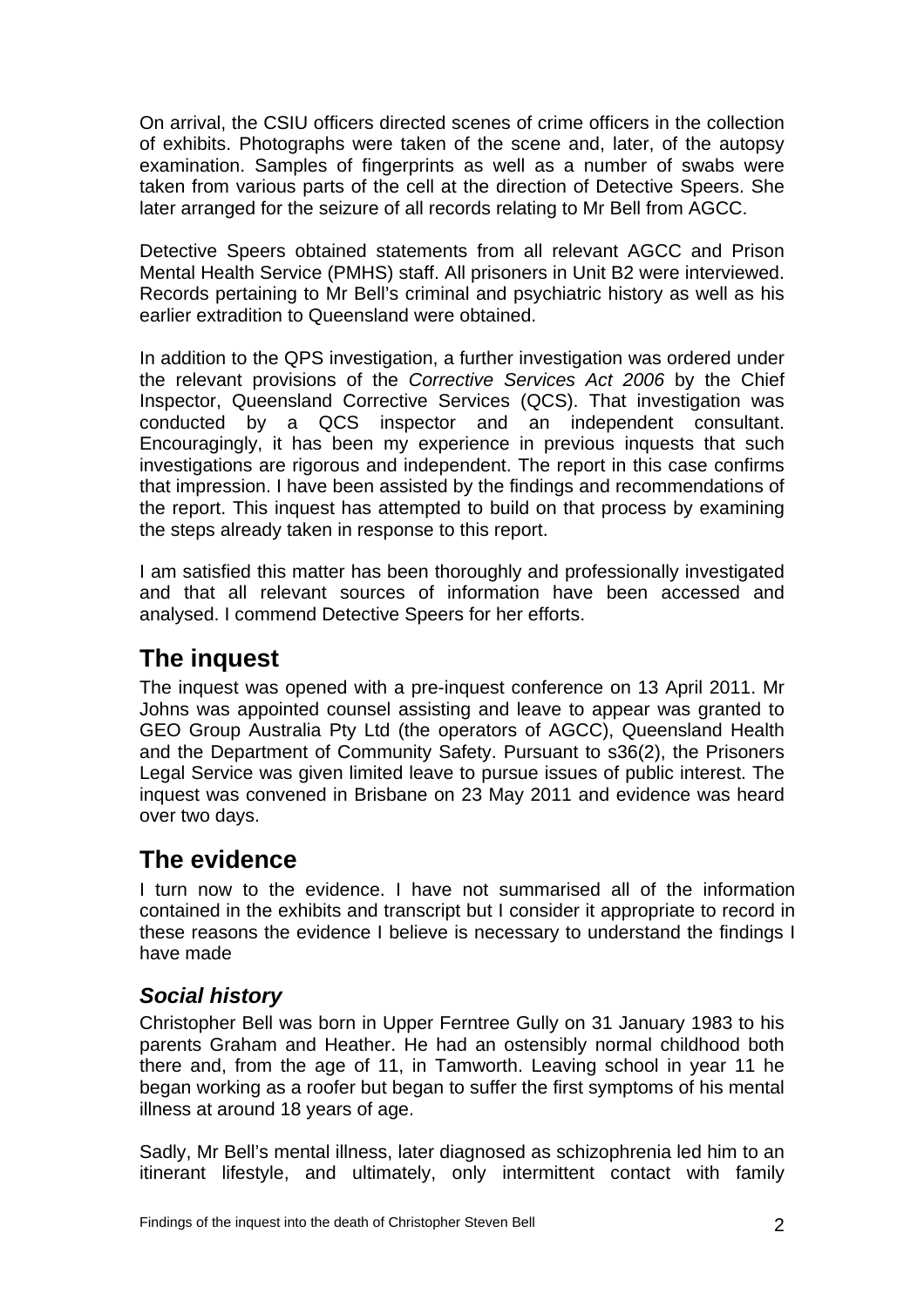On arrival, the CSIU officers directed scenes of crime officers in the collection of exhibits. Photographs were taken of the scene and, later, of the autopsy examination. Samples of fingerprints as well as a number of swabs were taken from various parts of the cell at the direction of Detective Speers. She later arranged for the seizure of all records relating to Mr Bell from AGCC.

Detective Speers obtained statements from all relevant AGCC and Prison Mental Health Service (PMHS) staff. All prisoners in Unit B2 were interviewed. Records pertaining to Mr Bell's criminal and psychiatric history as well as his earlier extradition to Queensland were obtained.

In addition to the QPS investigation, a further investigation was ordered under the relevant provisions of the *Corrective Services Act 2006* by the Chief Inspector, Queensland Corrective Services (QCS). That investigation was conducted by a QCS inspector and an independent consultant. Encouragingly, it has been my experience in previous inquests that such investigations are rigorous and independent. The report in this case confirms that impression. I have been assisted by the findings and recommendations of the report. This inquest has attempted to build on that process by examining the steps already taken in response to this report.

I am satisfied this matter has been thoroughly and professionally investigated and that all relevant sources of information have been accessed and analysed. I commend Detective Speers for her efforts.

## The inquest

The inquest was opened with a pre-inquest conference on 13 April 2011. Mr Johns was appointed counsel assisting and leave to appear was granted to GEO Group Australia Pty Ltd (the operators of AGCC), Queensland Health and the Department of Community Safety. Pursuant to s36(2), the Prisoners Legal Service was given limited leave to pursue issues of public interest. The inquest was convened in Brisbane on 23 May 2011 and evidence was heard over two days.

## The evidence

I turn now to the evidence. I have not summarised all of the information contained in the exhibits and transcript but I consider it appropriate to record in these reasons the evidence I believe is necessary to understand the findings I have made

### *Social history*

Christopher Bell was born in Upper Ferntree Gully on 31 January 1983 to his parents Graham and Heather. He had an ostensibly normal childhood both there and, from the age of 11, in Tamworth. Leaving school in year 11 he began working as a roofer but began to suffer the first symptoms of his mental illness at around 18 years of age.

Sadly, Mr Bell's mental illness, later diagnosed as schizophrenia led him to an itinerant lifestyle, and ultimately, only intermittent contact with family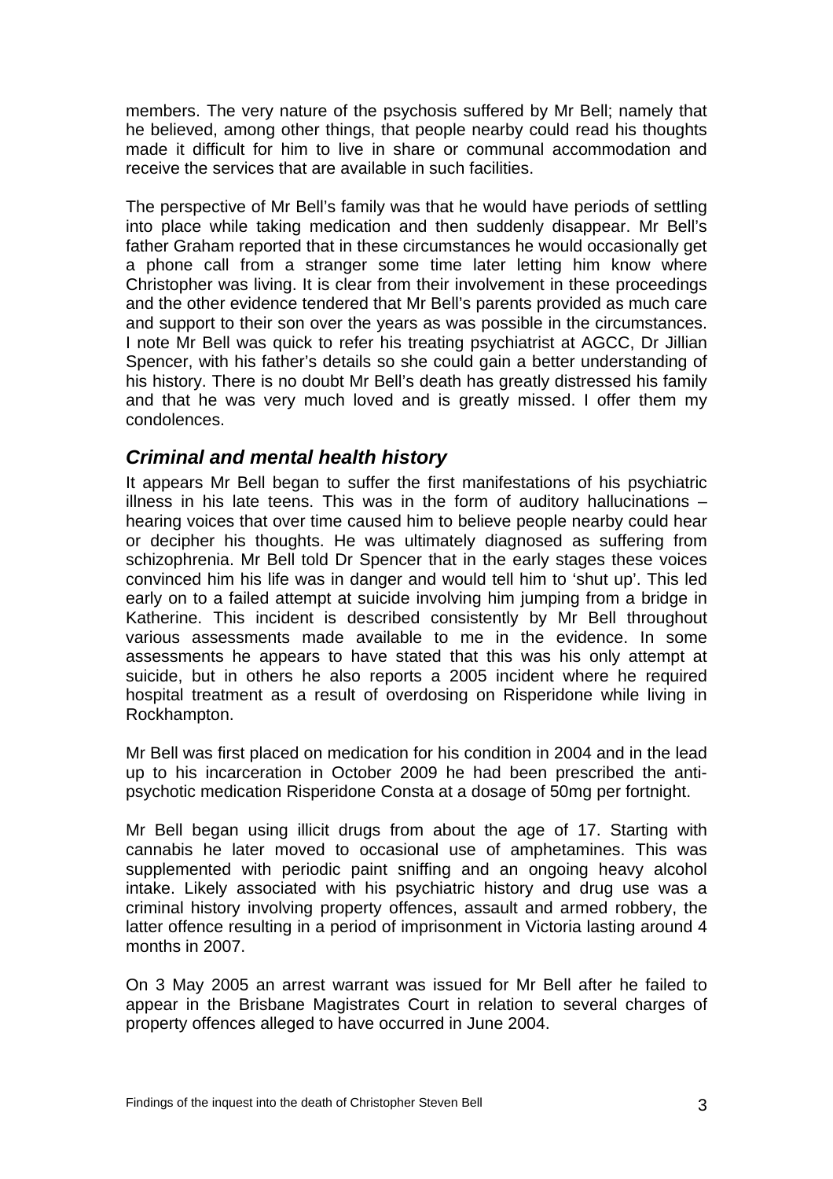members. The very nature of the psychosis suffered by Mr Bell; namely that he believed, among other things, that people nearby could read his thoughts made it difficult for him to live in share or communal accommodation and receive the services that are available in such facilities.

The perspective of Mr Bell's family was that he would have periods of settling into place while taking medication and then suddenly disappear. Mr Bell's father Graham reported that in these circumstances he would occasionally get a phone call from a stranger some time later letting him know where Christopher was living. It is clear from their involvement in these proceedings and the other evidence tendered that Mr Bell's parents provided as much care and support to their son over the years as was possible in the circumstances. I note Mr Bell was quick to refer his treating psychiatrist at AGCC, Dr Jillian Spencer, with his father's details so she could gain a better understanding of his history. There is no doubt Mr Bell's death has greatly distressed his family and that he was very much loved and is greatly missed. I offer them my condolences.

## *Criminal and mental health history*

It appears Mr Bell began to suffer the first manifestations of his psychiatric illness in his late teens. This was in the form of auditory hallucinations – hearing voices that over time caused him to believe people nearby could hear or decipher his thoughts. He was ultimately diagnosed as suffering from schizophrenia. Mr Bell told Dr Spencer that in the early stages these voices convinced him his life was in danger and would tell him to 'shut up'. This led early on to a failed attempt at suicide involving him jumping from a bridge in Katherine. This incident is described consistently by Mr Bell throughout various assessments made available to me in the evidence. In some assessments he appears to have stated that this was his only attempt at suicide, but in others he also reports a 2005 incident where he required hospital treatment as a result of overdosing on Risperidone while living in Rockhampton.

Mr Bell was first placed on medication for his condition in 2004 and in the lead up to his incarceration in October 2009 he had been prescribed the anti-psychotic medication Risperidone Consta at a dosage of 50mg per fortnight.

Mr Bell began using illicit drugs from about the age of 17. Starting with cannabis he later moved to occasional use of amphetamines. This was supplemented with periodic paint sniffing and an ongoing heavy alcohol intake. Likely associated with his psychiatric history and drug use was a criminal history involving property offences, assault and armed robbery, the latter offence resulting in a period of imprisonment in Victoria lasting around 4 months in 2007.

On 3 May 2005 an arrest warrant was issued for Mr Bell after he failed to appear in the Brisbane Magistrates Court in relation to several charges of property offences alleged to have occurred in June 2004.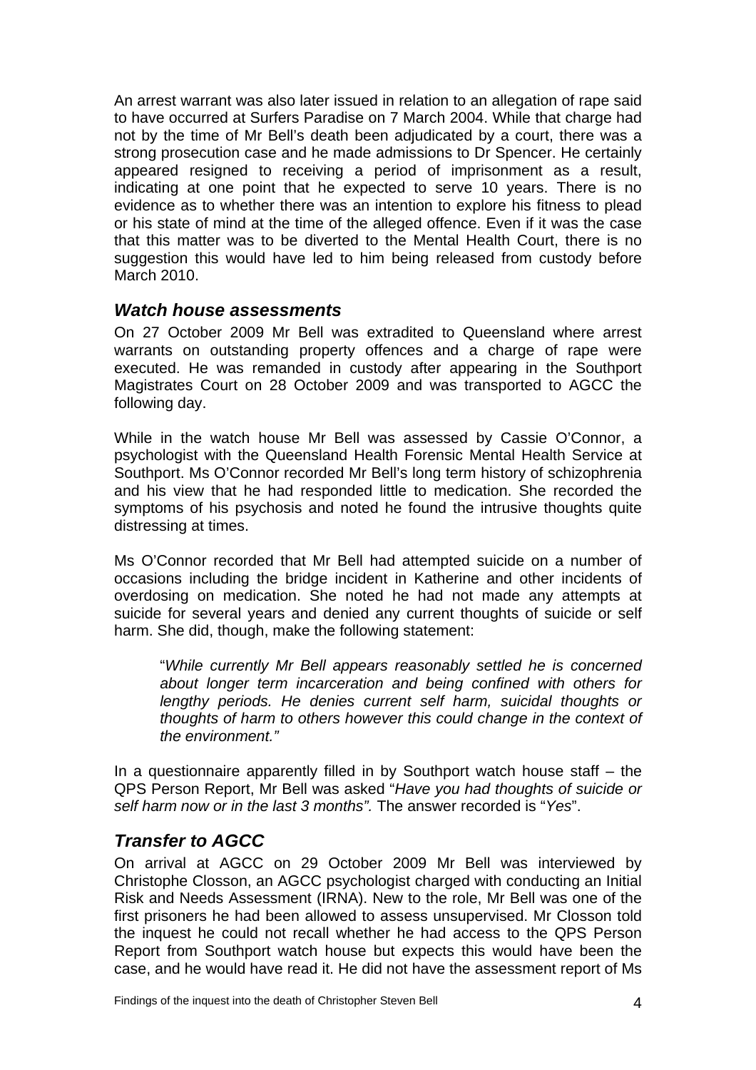An arrest warrant was also later issued in relation to an allegation of rape said to have occurred at Surfers Paradise on 7 March 2004. While that charge had not by the time of Mr Bell's death been adjudicated by a court, there was a strong prosecution case and he made admissions to Dr Spencer. He certainly appeared resigned to receiving a period of imprisonment as a result, indicating at one point that he expected to serve 10 years. There is no evidence as to whether there was an intention to explore his fitness to plead or his state of mind at the time of the alleged offence. Even if it was the case that this matter was to be diverted to the Mental Health Court, there is no suggestion this would have led to him being released from custody before March 2010.

## *Watch house assessments*

On 27 October 2009 Mr Bell was extradited to Queensland where arrest warrants on outstanding property offences and a charge of rape were executed. He was remanded in custody after appearing in the Southport Magistrates Court on 28 October 2009 and was transported to AGCC the following day.

While in the watch house Mr Bell was assessed by Cassie O'Connor, a psychologist with the Queensland Health Forensic Mental Health Service at Southport. Ms O'Connor recorded Mr Bell's long term history of schizophrenia and his view that he had responded little to medication. She recorded the symptoms of his psychosis and noted he found the intrusive thoughts quite distressing at times.

Ms O'Connor recorded that Mr Bell had attempted suicide on a number of occasions including the bridge incident in Katherine and other incidents of overdosing on medication. She noted he had not made any attempts at suicide for several years and denied any current thoughts of suicide or self harm. She did, though, make the following statement:

> "*While currently Mr Bell appears reasonably settled he is concerned about longer term incarceration and being confined with others for lengthy periods. He denies current self harm, suicidal thoughts or thoughts of harm to others however this could change in the context of the environment."*

In a questionnaire apparently filled in by Southport watch house staff – the QPS Person Report, Mr Bell was asked "*Have you had thoughts of suicide or self harm now or in the last 3 months".* The answer recorded is "*Yes*".

## *Transfer to AGCC*

On arrival at AGCC on 29 October 2009 Mr Bell was interviewed by Christophe Closson, an AGCC psychologist charged with conducting an Initial Risk and Needs Assessment (IRNA). New to the role, Mr Bell was one of the first prisoners he had been allowed to assess unsupervised. Mr Closson told the inquest he could not recall whether he had access to the QPS Person Report from Southport watch house but expects this would have been the case, and he would have read it. He did not have the assessment report of Ms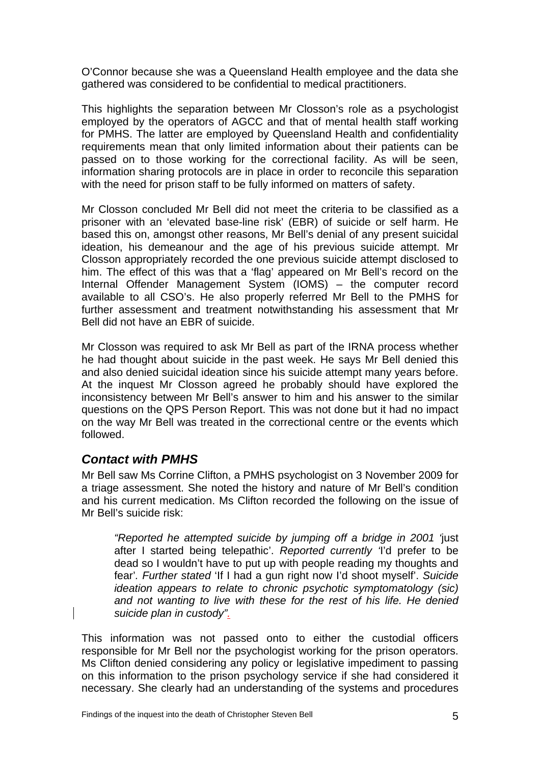O'Connor because she was a Queensland Health employee and the data she gathered was considered to be confidential to medical practitioners.

This highlights the separation between Mr Closson's role as a psychologist employed by the operators of AGCC and that of mental health staff working for PMHS. The latter are employed by Queensland Health and confidentiality requirements mean that only limited information about their patients can be passed on to those working for the correctional facility. As will be seen, information sharing protocols are in place in order to reconcile this separation with the need for prison staff to be fully informed on matters of safety.

Mr Closson concluded Mr Bell did not meet the criteria to be classified as a prisoner with an 'elevated base-line risk' (EBR) of suicide or self harm. He based this on, amongst other reasons, Mr Bell's denial of any present suicidal ideation, his demeanour and the age of his previous suicide attempt. Mr Closson appropriately recorded the one previous suicide attempt disclosed to him. The effect of this was that a 'flag' appeared on Mr Bell's record on the Internal Offender Management System (IOMS) – the computer record available to all CSO's. He also properly referred Mr Bell to the PMHS for further assessment and treatment notwithstanding his assessment that Mr Bell did not have an EBR of suicide.

Mr Closson was required to ask Mr Bell as part of the IRNA process whether he had thought about suicide in the past week. He says Mr Bell denied this and also denied suicidal ideation since his suicide attempt many years before. At the inquest Mr Closson agreed he probably should have explored the inconsistency between Mr Bell's answer to him and his answer to the similar questions on the QPS Person Report. This was not done but it had no impact on the way Mr Bell was treated in the correctional centre or the events which followed.

### *Contact with PMHS*

Mr Bell saw Ms Corrine Clifton, a PMHS psychologist on 3 November 2009 for a triage assessment. She noted the history and nature of Mr Bell's condition and his current medication. Ms Clifton recorded the following on the issue of Mr Bell's suicide risk:

> *"Reported he attempted suicide by jumping off a bridge in 2001 '*just after I started being telepathic'. *Reported currently '*I'd prefer to be dead so I wouldn't have to put up with people reading my thoughts and fear'. *Further stated* 'If I had a gun right now I'd shoot myself'. *Suicide ideation appears to relate to chronic psychotic symptomatology (sic) and not wanting to live with these for the rest of his life. He denied suicide plan in custody".*

This information was not passed onto to either the custodial officers responsible for Mr Bell nor the psychologist working for the prison operators. Ms Clifton denied considering any policy or legislative impediment to passing on this information to the prison psychology service if she had considered it necessary. She clearly had an understanding of the systems and procedures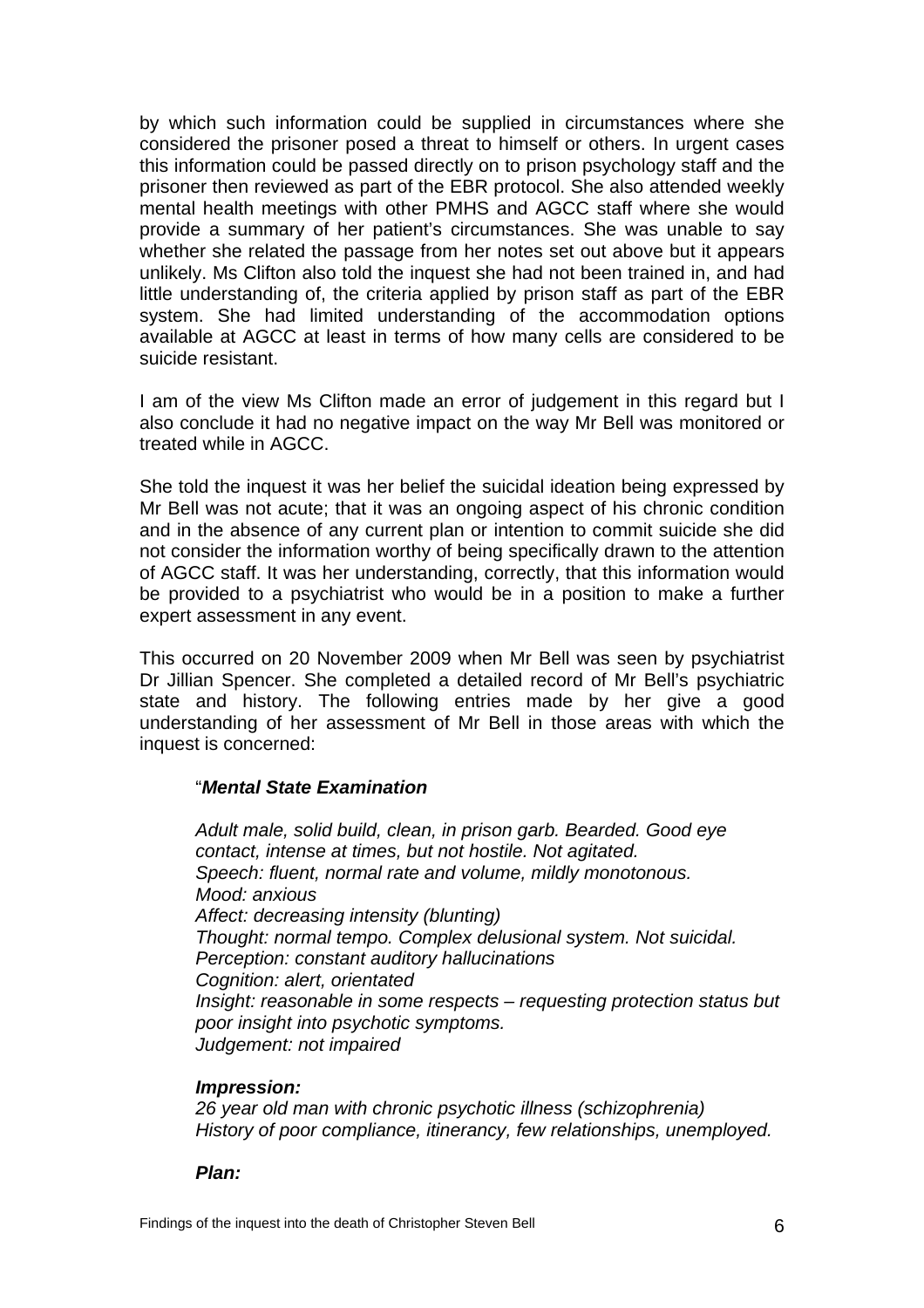by which such information could be supplied in circumstances where she considered the prisoner posed a threat to himself or others. In urgent cases this information could be passed directly on to prison psychology staff and the prisoner then reviewed as part of the EBR protocol. She also attended weekly mental health meetings with other PMHS and AGCC staff where she would provide a summary of her patient's circumstances. She was unable to say whether she related the passage from her notes set out above but it appears unlikely. Ms Clifton also told the inquest she had not been trained in, and had little understanding of, the criteria applied by prison staff as part of the EBR system. She had limited understanding of the accommodation options available at AGCC at least in terms of how many cells are considered to be suicide resistant.

I am of the view Ms Clifton made an error of judgement in this regard but I also conclude it had no negative impact on the way Mr Bell was monitored or treated while in AGCC.

She told the inquest it was her belief the suicidal ideation being expressed by Mr Bell was not acute; that it was an ongoing aspect of his chronic condition and in the absence of any current plan or intention to commit suicide she did not consider the information worthy of being specifically drawn to the attention of AGCC staff. It was her understanding, correctly, that this information would be provided to a psychiatrist who would be in a position to make a further expert assessment in any event.

This occurred on 20 November 2009 when Mr Bell was seen by psychiatrist Dr Jillian Spencer. She completed a detailed record of Mr Bell's psychiatric state and history. The following entries made by her give a good understanding of her assessment of Mr Bell in those areas with which the inquest is concerned:

> "***Mental State Examination***
>
> *Adult male, solid build, clean, in prison garb. Bearded. Good eye contact, intense at times, but not hostile. Not agitated.*
> *Speech: fluent, normal rate and volume, mildly monotonous.*
> *Mood: anxious*
> *Affect: decreasing intensity (blunting)*
> *Thought: normal tempo. Complex delusional system. Not suicidal.*
> *Perception: constant auditory hallucinations*
> *Cognition: alert, orientated*
> *Insight: reasonable in some respects – requesting protection status but poor insight into psychotic symptoms.*
> *Judgement: not impaired*
>
> ***Impression:***
> *26 year old man with chronic psychotic illness (schizophrenia)*
> *History of poor compliance, itinerancy, few relationships, unemployed.*
>
> ***Plan:***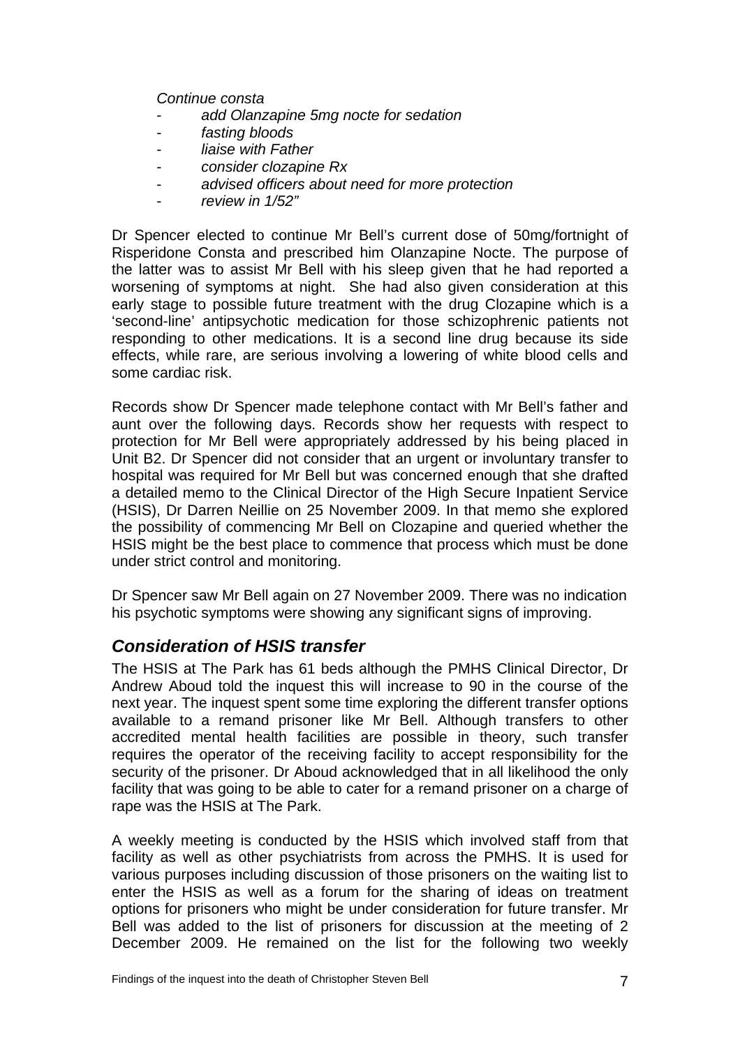*Continue consta*

- *add Olanzapine 5mg nocte for sedation*
- *fasting bloods*
- *liaise with Father*
- *consider clozapine Rx*
- *advised officers about need for more protection*
- *review in 1/52"*

Dr Spencer elected to continue Mr Bell's current dose of 50mg/fortnight of Risperidone Consta and prescribed him Olanzapine Nocte. The purpose of the latter was to assist Mr Bell with his sleep given that he had reported a worsening of symptoms at night. She had also given consideration at this early stage to possible future treatment with the drug Clozapine which is a 'second-line' antipsychotic medication for those schizophrenic patients not responding to other medications. It is a second line drug because its side effects, while rare, are serious involving a lowering of white blood cells and some cardiac risk.

Records show Dr Spencer made telephone contact with Mr Bell's father and aunt over the following days. Records show her requests with respect to protection for Mr Bell were appropriately addressed by his being placed in Unit B2. Dr Spencer did not consider that an urgent or involuntary transfer to hospital was required for Mr Bell but was concerned enough that she drafted a detailed memo to the Clinical Director of the High Secure Inpatient Service (HSIS), Dr Darren Neillie on 25 November 2009. In that memo she explored the possibility of commencing Mr Bell on Clozapine and queried whether the HSIS might be the best place to commence that process which must be done under strict control and monitoring.

Dr Spencer saw Mr Bell again on 27 November 2009. There was no indication his psychotic symptoms were showing any significant signs of improving.

## *Consideration of HSIS transfer*

The HSIS at The Park has 61 beds although the PMHS Clinical Director, Dr Andrew Aboud told the inquest this will increase to 90 in the course of the next year. The inquest spent some time exploring the different transfer options available to a remand prisoner like Mr Bell. Although transfers to other accredited mental health facilities are possible in theory, such transfer requires the operator of the receiving facility to accept responsibility for the security of the prisoner. Dr Aboud acknowledged that in all likelihood the only facility that was going to be able to cater for a remand prisoner on a charge of rape was the HSIS at The Park.

A weekly meeting is conducted by the HSIS which involved staff from that facility as well as other psychiatrists from across the PMHS. It is used for various purposes including discussion of those prisoners on the waiting list to enter the HSIS as well as a forum for the sharing of ideas on treatment options for prisoners who might be under consideration for future transfer. Mr Bell was added to the list of prisoners for discussion at the meeting of 2 December 2009. He remained on the list for the following two weekly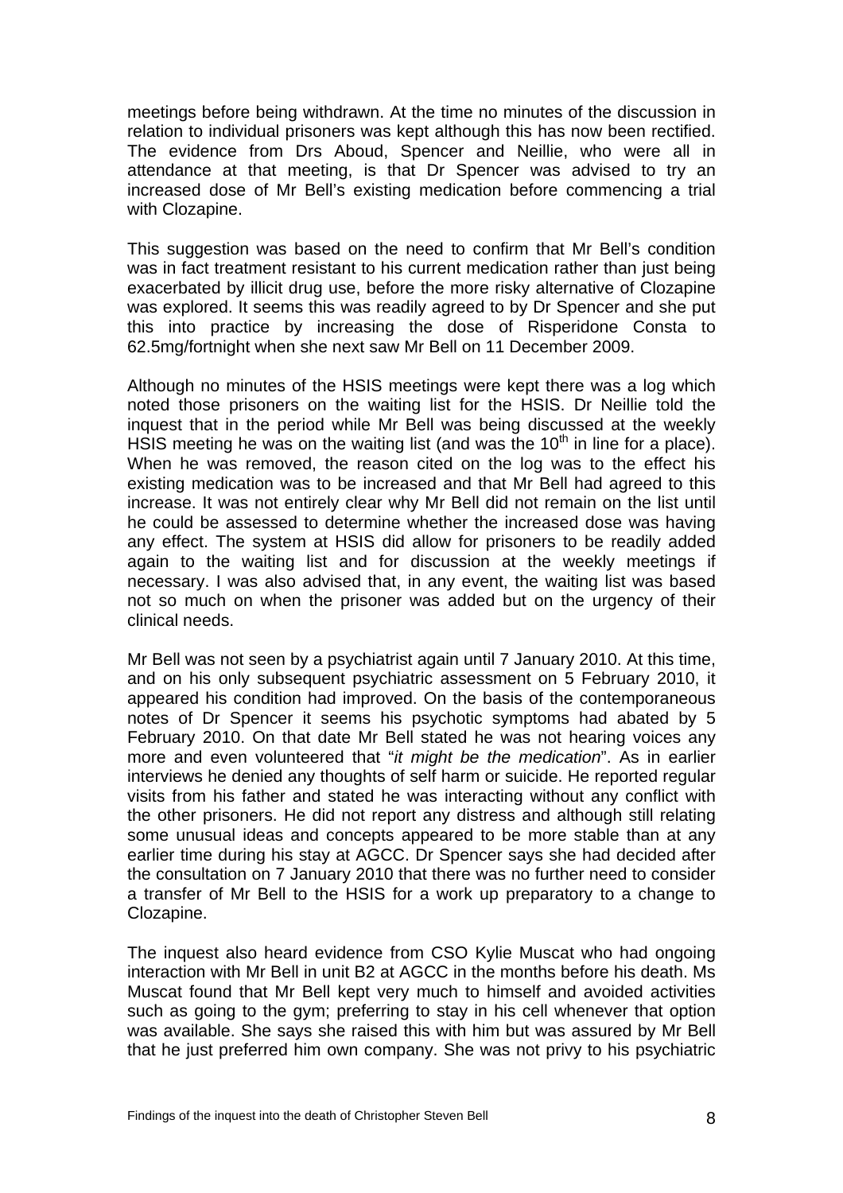meetings before being withdrawn. At the time no minutes of the discussion in relation to individual prisoners was kept although this has now been rectified. The evidence from Drs Aboud, Spencer and Neillie, who were all in attendance at that meeting, is that Dr Spencer was advised to try an increased dose of Mr Bell's existing medication before commencing a trial with Clozapine.

This suggestion was based on the need to confirm that Mr Bell's condition was in fact treatment resistant to his current medication rather than just being exacerbated by illicit drug use, before the more risky alternative of Clozapine was explored. It seems this was readily agreed to by Dr Spencer and she put this into practice by increasing the dose of Risperidone Consta to 62.5mg/fortnight when she next saw Mr Bell on 11 December 2009.

Although no minutes of the HSIS meetings were kept there was a log which noted those prisoners on the waiting list for the HSIS. Dr Neillie told the inquest that in the period while Mr Bell was being discussed at the weekly HSIS meeting he was on the waiting list (and was the 10th in line for a place). When he was removed, the reason cited on the log was to the effect his existing medication was to be increased and that Mr Bell had agreed to this increase. It was not entirely clear why Mr Bell did not remain on the list until he could be assessed to determine whether the increased dose was having any effect. The system at HSIS did allow for prisoners to be readily added again to the waiting list and for discussion at the weekly meetings if necessary. I was also advised that, in any event, the waiting list was based not so much on when the prisoner was added but on the urgency of their clinical needs.

Mr Bell was not seen by a psychiatrist again until 7 January 2010. At this time, and on his only subsequent psychiatric assessment on 5 February 2010, it appeared his condition had improved. On the basis of the contemporaneous notes of Dr Spencer it seems his psychotic symptoms had abated by 5 February 2010. On that date Mr Bell stated he was not hearing voices any more and even volunteered that "*it might be the medication*". As in earlier interviews he denied any thoughts of self harm or suicide. He reported regular visits from his father and stated he was interacting without any conflict with the other prisoners. He did not report any distress and although still relating some unusual ideas and concepts appeared to be more stable than at any earlier time during his stay at AGCC. Dr Spencer says she had decided after the consultation on 7 January 2010 that there was no further need to consider a transfer of Mr Bell to the HSIS for a work up preparatory to a change to Clozapine.

The inquest also heard evidence from CSO Kylie Muscat who had ongoing interaction with Mr Bell in unit B2 at AGCC in the months before his death. Ms Muscat found that Mr Bell kept very much to himself and avoided activities such as going to the gym; preferring to stay in his cell whenever that option was available. She says she raised this with him but was assured by Mr Bell that he just preferred him own company. She was not privy to his psychiatric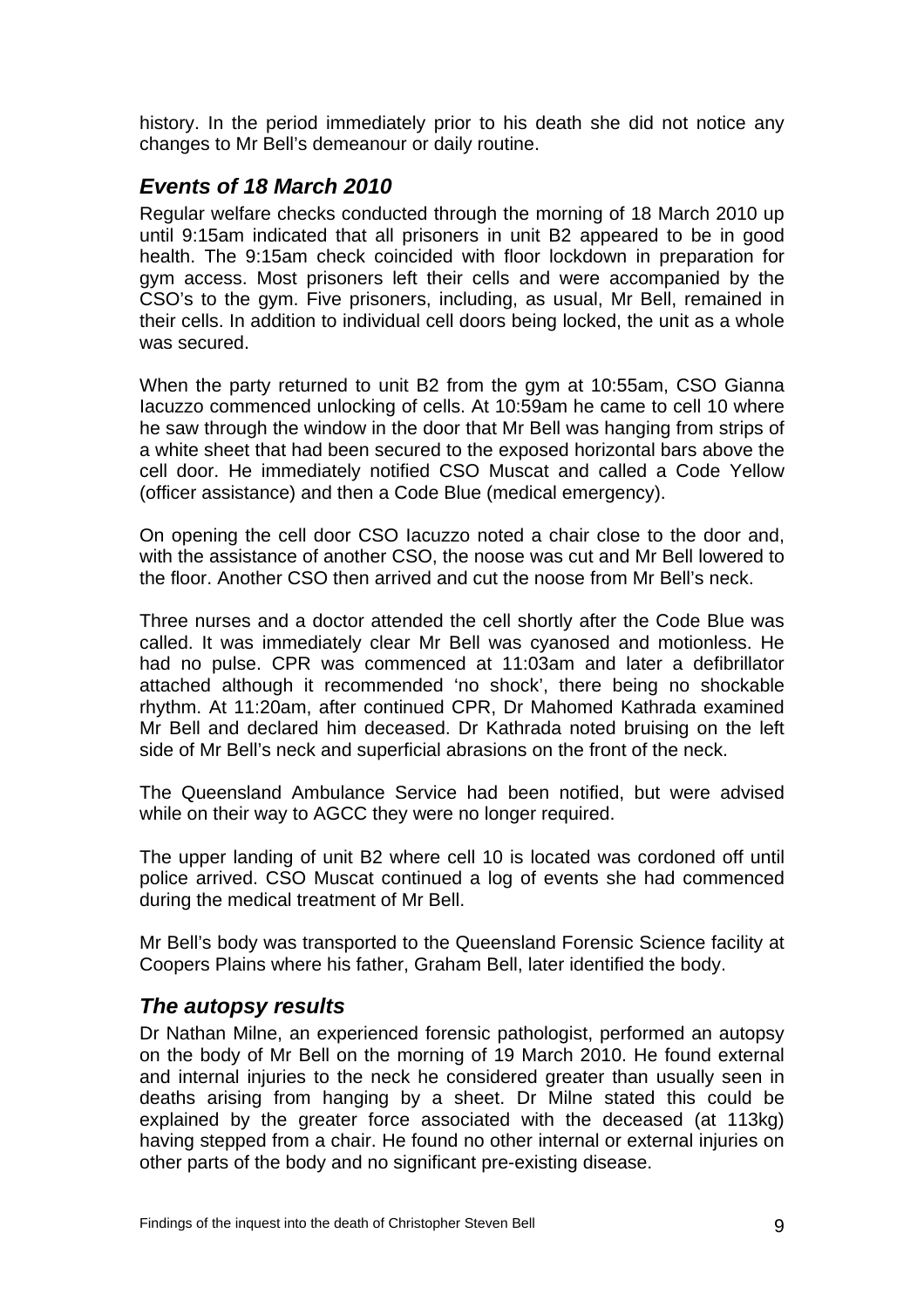history. In the period immediately prior to his death she did not notice any changes to Mr Bell's demeanour or daily routine.

## *Events of 18 March 2010*

Regular welfare checks conducted through the morning of 18 March 2010 up until 9:15am indicated that all prisoners in unit B2 appeared to be in good health. The 9:15am check coincided with floor lockdown in preparation for gym access. Most prisoners left their cells and were accompanied by the CSO's to the gym. Five prisoners, including, as usual, Mr Bell, remained in their cells. In addition to individual cell doors being locked, the unit as a whole was secured.

When the party returned to unit B2 from the gym at 10:55am, CSO Gianna Iacuzzo commenced unlocking of cells. At 10:59am he came to cell 10 where he saw through the window in the door that Mr Bell was hanging from strips of a white sheet that had been secured to the exposed horizontal bars above the cell door. He immediately notified CSO Muscat and called a Code Yellow (officer assistance) and then a Code Blue (medical emergency).

On opening the cell door CSO Iacuzzo noted a chair close to the door and, with the assistance of another CSO, the noose was cut and Mr Bell lowered to the floor. Another CSO then arrived and cut the noose from Mr Bell's neck.

Three nurses and a doctor attended the cell shortly after the Code Blue was called. It was immediately clear Mr Bell was cyanosed and motionless. He had no pulse. CPR was commenced at 11:03am and later a defibrillator attached although it recommended 'no shock', there being no shockable rhythm. At 11:20am, after continued CPR, Dr Mahomed Kathrada examined Mr Bell and declared him deceased. Dr Kathrada noted bruising on the left side of Mr Bell's neck and superficial abrasions on the front of the neck.

The Queensland Ambulance Service had been notified, but were advised while on their way to AGCC they were no longer required.

The upper landing of unit B2 where cell 10 is located was cordoned off until police arrived. CSO Muscat continued a log of events she had commenced during the medical treatment of Mr Bell.

Mr Bell's body was transported to the Queensland Forensic Science facility at Coopers Plains where his father, Graham Bell, later identified the body.

## *The autopsy results*

Dr Nathan Milne, an experienced forensic pathologist, performed an autopsy on the body of Mr Bell on the morning of 19 March 2010. He found external and internal injuries to the neck he considered greater than usually seen in deaths arising from hanging by a sheet. Dr Milne stated this could be explained by the greater force associated with the deceased (at 113kg) having stepped from a chair. He found no other internal or external injuries on other parts of the body and no significant pre-existing disease.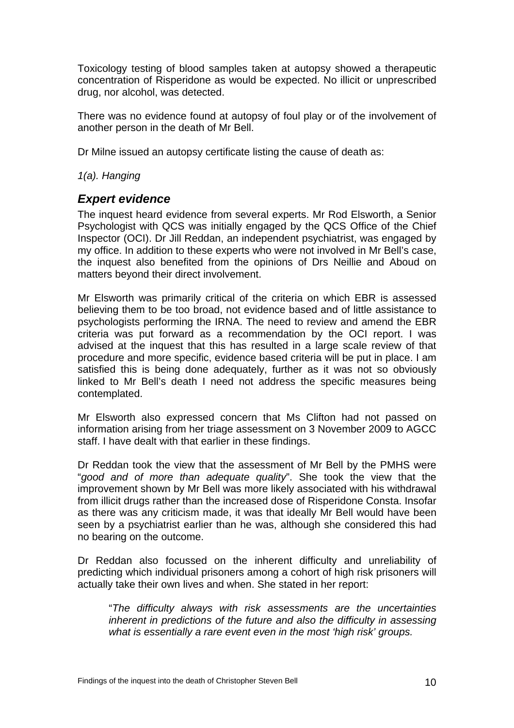Toxicology testing of blood samples taken at autopsy showed a therapeutic concentration of Risperidone as would be expected. No illicit or unprescribed drug, nor alcohol, was detected.

There was no evidence found at autopsy of foul play or of the involvement of another person in the death of Mr Bell.

Dr Milne issued an autopsy certificate listing the cause of death as:

*1(a). Hanging*

## *Expert evidence*

The inquest heard evidence from several experts. Mr Rod Elsworth, a Senior Psychologist with QCS was initially engaged by the QCS Office of the Chief Inspector (OCI). Dr Jill Reddan, an independent psychiatrist, was engaged by my office. In addition to these experts who were not involved in Mr Bell's case, the inquest also benefited from the opinions of Drs Neillie and Aboud on matters beyond their direct involvement.

Mr Elsworth was primarily critical of the criteria on which EBR is assessed believing them to be too broad, not evidence based and of little assistance to psychologists performing the IRNA. The need to review and amend the EBR criteria was put forward as a recommendation by the OCI report. I was advised at the inquest that this has resulted in a large scale review of that procedure and more specific, evidence based criteria will be put in place. I am satisfied this is being done adequately, further as it was not so obviously linked to Mr Bell's death I need not address the specific measures being contemplated.

Mr Elsworth also expressed concern that Ms Clifton had not passed on information arising from her triage assessment on 3 November 2009 to AGCC staff. I have dealt with that earlier in these findings.

Dr Reddan took the view that the assessment of Mr Bell by the PMHS were "*good and of more than adequate quality*". She took the view that the improvement shown by Mr Bell was more likely associated with his withdrawal from illicit drugs rather than the increased dose of Risperidone Consta. Insofar as there was any criticism made, it was that ideally Mr Bell would have been seen by a psychiatrist earlier than he was, although she considered this had no bearing on the outcome.

Dr Reddan also focussed on the inherent difficulty and unreliability of predicting which individual prisoners among a cohort of high risk prisoners will actually take their own lives and when. She stated in her report:

> "*The difficulty always with risk assessments are the uncertainties inherent in predictions of the future and also the difficulty in assessing what is essentially a rare event even in the most 'high risk' groups.*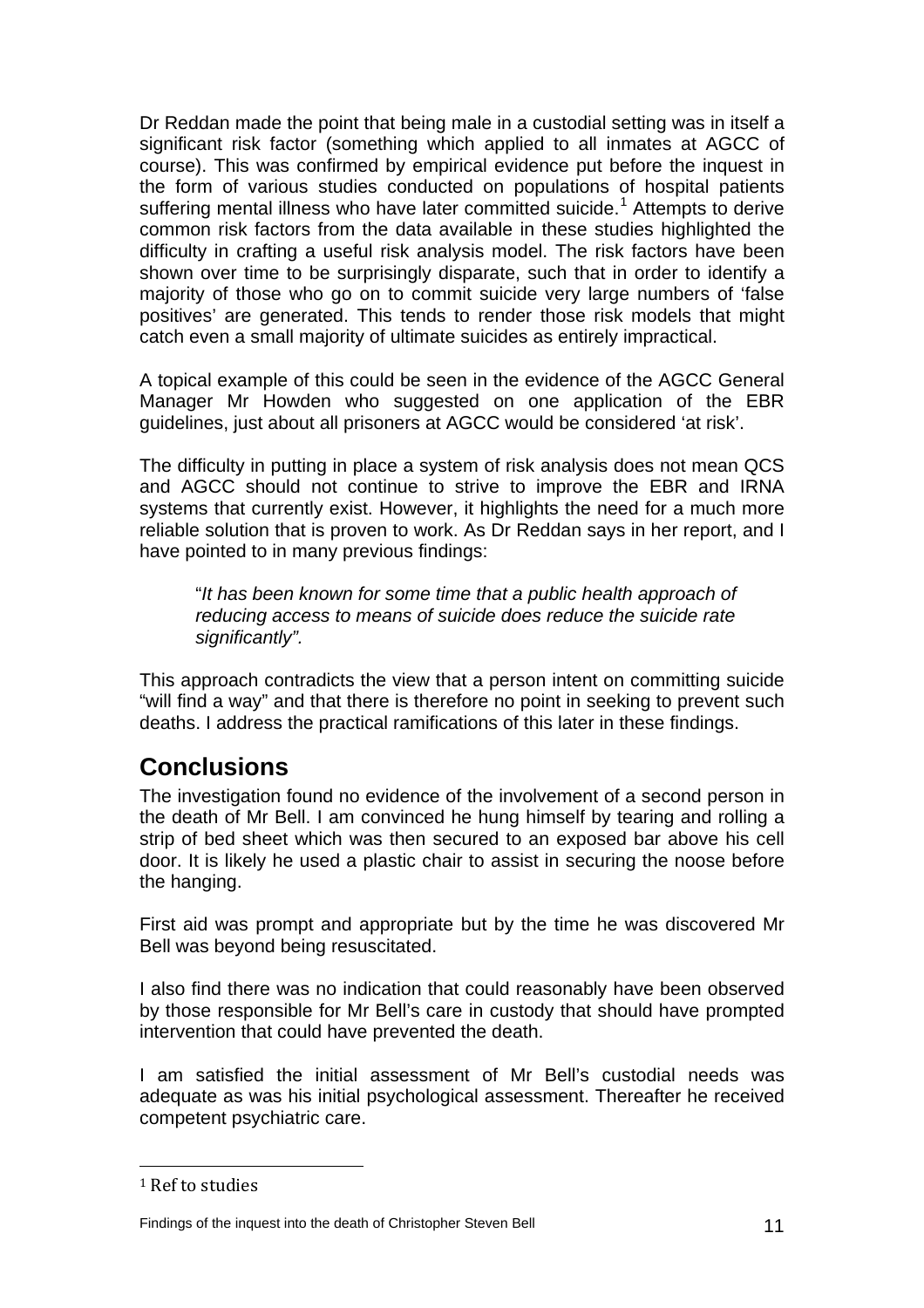Dr Reddan made the point that being male in a custodial setting was in itself a significant risk factor (something which applied to all inmates at AGCC of course). This was confirmed by empirical evidence put before the inquest in the form of various studies conducted on populations of hospital patients suffering mental illness who have later committed suicide.[1] Attempts to derive common risk factors from the data available in these studies highlighted the difficulty in crafting a useful risk analysis model. The risk factors have been shown over time to be surprisingly disparate, such that in order to identify a majority of those who go on to commit suicide very large numbers of 'false positives' are generated. This tends to render those risk models that might catch even a small majority of ultimate suicides as entirely impractical.

A topical example of this could be seen in the evidence of the AGCC General Manager Mr Howden who suggested on one application of the EBR guidelines, just about all prisoners at AGCC would be considered 'at risk'.

The difficulty in putting in place a system of risk analysis does not mean QCS and AGCC should not continue to strive to improve the EBR and IRNA systems that currently exist. However, it highlights the need for a much more reliable solution that is proven to work. As Dr Reddan says in her report, and I have pointed to in many previous findings:

> "*It has been known for some time that a public health approach of reducing access to means of suicide does reduce the suicide rate significantly".*

This approach contradicts the view that a person intent on committing suicide "will find a way" and that there is therefore no point in seeking to prevent such deaths. I address the practical ramifications of this later in these findings.

## Conclusions

The investigation found no evidence of the involvement of a second person in the death of Mr Bell. I am convinced he hung himself by tearing and rolling a strip of bed sheet which was then secured to an exposed bar above his cell door. It is likely he used a plastic chair to assist in securing the noose before the hanging.

First aid was prompt and appropriate but by the time he was discovered Mr Bell was beyond being resuscitated.

I also find there was no indication that could reasonably have been observed by those responsible for Mr Bell's care in custody that should have prompted intervention that could have prevented the death.

I am satisfied the initial assessment of Mr Bell's custodial needs was adequate as was his initial psychological assessment. Thereafter he received competent psychiatric care.

---

[1] Ref to studies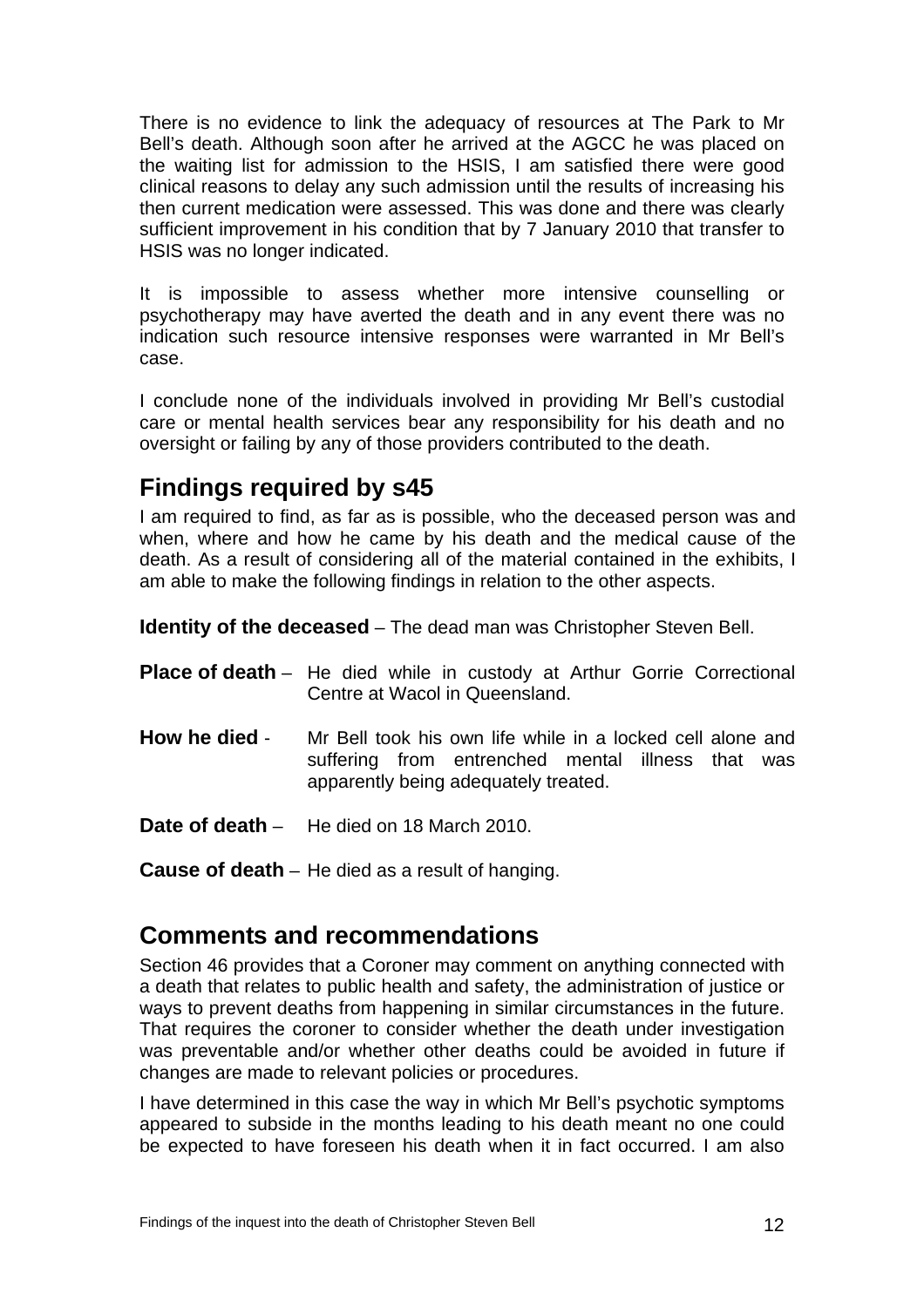There is no evidence to link the adequacy of resources at The Park to Mr Bell's death. Although soon after he arrived at the AGCC he was placed on the waiting list for admission to the HSIS, I am satisfied there were good clinical reasons to delay any such admission until the results of increasing his then current medication were assessed. This was done and there was clearly sufficient improvement in his condition that by 7 January 2010 that transfer to HSIS was no longer indicated.

It is impossible to assess whether more intensive counselling or psychotherapy may have averted the death and in any event there was no indication such resource intensive responses were warranted in Mr Bell's case.

I conclude none of the individuals involved in providing Mr Bell's custodial care or mental health services bear any responsibility for his death and no oversight or failing by any of those providers contributed to the death.

## Findings required by s45

I am required to find, as far as is possible, who the deceased person was and when, where and how he came by his death and the medical cause of the death. As a result of considering all of the material contained in the exhibits, I am able to make the following findings in relation to the other aspects.

**Identity of the deceased** – The dead man was Christopher Steven Bell.

**Place of death** – He died while in custody at Arthur Gorrie Correctional Centre at Wacol in Queensland.

**How he died** - Mr Bell took his own life while in a locked cell alone and suffering from entrenched mental illness that was apparently being adequately treated.

**Date of death** – He died on 18 March 2010.

**Cause of death** – He died as a result of hanging.

## Comments and recommendations

Section 46 provides that a Coroner may comment on anything connected with a death that relates to public health and safety, the administration of justice or ways to prevent deaths from happening in similar circumstances in the future. That requires the coroner to consider whether the death under investigation was preventable and/or whether other deaths could be avoided in future if changes are made to relevant policies or procedures.

I have determined in this case the way in which Mr Bell's psychotic symptoms appeared to subside in the months leading to his death meant no one could be expected to have foreseen his death when it in fact occurred. I am also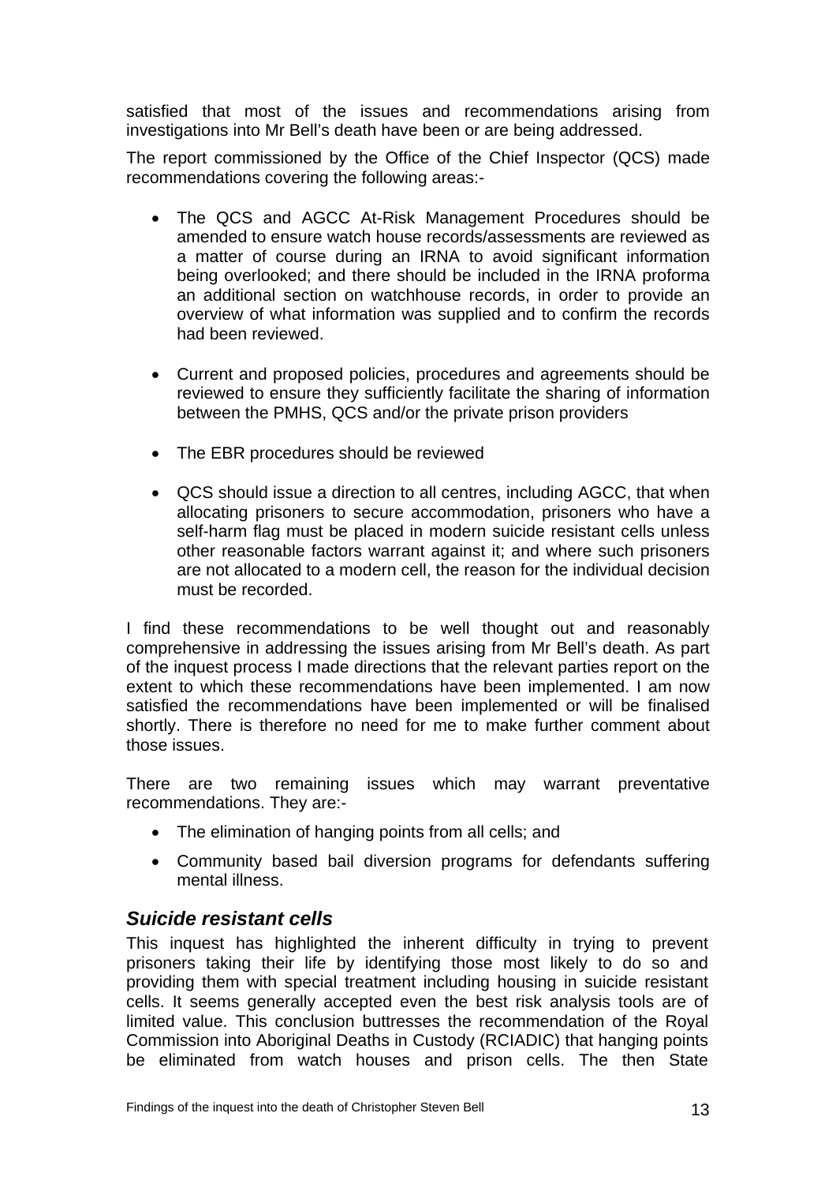satisfied that most of the issues and recommendations arising from investigations into Mr Bell's death have been or are being addressed.

The report commissioned by the Office of the Chief Inspector (QCS) made recommendations covering the following areas:-

- The QCS and AGCC At-Risk Management Procedures should be amended to ensure watch house records/assessments are reviewed as a matter of course during an IRNA to avoid significant information being overlooked; and there should be included in the IRNA proforma an additional section on watchhouse records, in order to provide an overview of what information was supplied and to confirm the records had been reviewed.

- Current and proposed policies, procedures and agreements should be reviewed to ensure they sufficiently facilitate the sharing of information between the PMHS, QCS and/or the private prison providers

- The EBR procedures should be reviewed

- QCS should issue a direction to all centres, including AGCC, that when allocating prisoners to secure accommodation, prisoners who have a self-harm flag must be placed in modern suicide resistant cells unless other reasonable factors warrant against it; and where such prisoners are not allocated to a modern cell, the reason for the individual decision must be recorded.

I find these recommendations to be well thought out and reasonably comprehensive in addressing the issues arising from Mr Bell's death. As part of the inquest process I made directions that the relevant parties report on the extent to which these recommendations have been implemented. I am now satisfied the recommendations have been implemented or will be finalised shortly. There is therefore no need for me to make further comment about those issues.

There are two remaining issues which may warrant preventative recommendations. They are:-

- The elimination of hanging points from all cells; and
- Community based bail diversion programs for defendants suffering mental illness.

### *Suicide resistant cells*

This inquest has highlighted the inherent difficulty in trying to prevent prisoners taking their life by identifying those most likely to do so and providing them with special treatment including housing in suicide resistant cells. It seems generally accepted even the best risk analysis tools are of limited value. This conclusion buttresses the recommendation of the Royal Commission into Aboriginal Deaths in Custody (RCIADIC) that hanging points be eliminated from watch houses and prison cells. The then State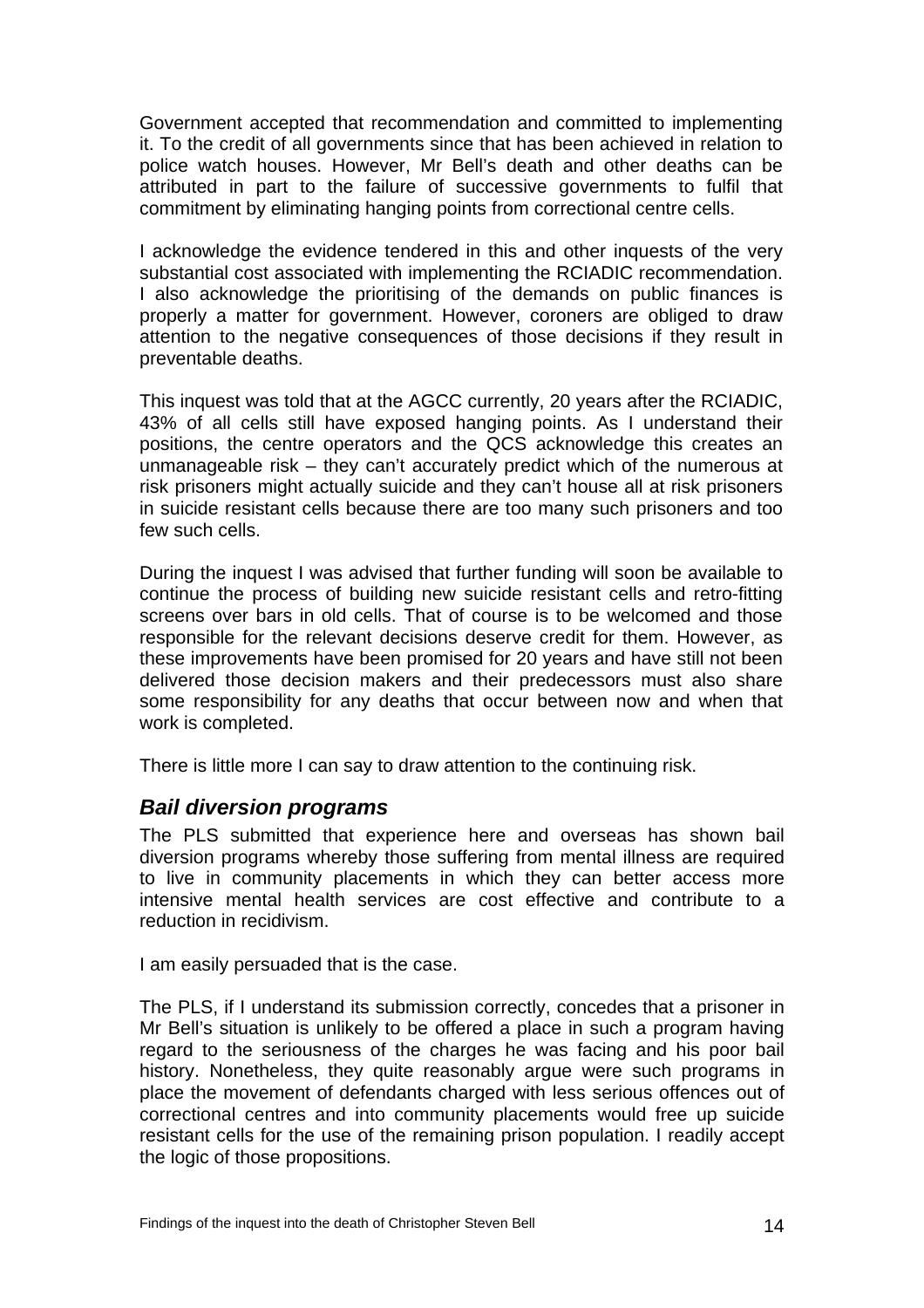Government accepted that recommendation and committed to implementing it. To the credit of all governments since that has been achieved in relation to police watch houses. However, Mr Bell's death and other deaths can be attributed in part to the failure of successive governments to fulfil that commitment by eliminating hanging points from correctional centre cells.

I acknowledge the evidence tendered in this and other inquests of the very substantial cost associated with implementing the RCIADIC recommendation. I also acknowledge the prioritising of the demands on public finances is properly a matter for government. However, coroners are obliged to draw attention to the negative consequences of those decisions if they result in preventable deaths.

This inquest was told that at the AGCC currently, 20 years after the RCIADIC, 43% of all cells still have exposed hanging points. As I understand their positions, the centre operators and the QCS acknowledge this creates an unmanageable risk – they can't accurately predict which of the numerous at risk prisoners might actually suicide and they can't house all at risk prisoners in suicide resistant cells because there are too many such prisoners and too few such cells.

During the inquest I was advised that further funding will soon be available to continue the process of building new suicide resistant cells and retro-fitting screens over bars in old cells. That of course is to be welcomed and those responsible for the relevant decisions deserve credit for them. However, as these improvements have been promised for 20 years and have still not been delivered those decision makers and their predecessors must also share some responsibility for any deaths that occur between now and when that work is completed.

There is little more I can say to draw attention to the continuing risk.

### *Bail diversion programs*

The PLS submitted that experience here and overseas has shown bail diversion programs whereby those suffering from mental illness are required to live in community placements in which they can better access more intensive mental health services are cost effective and contribute to a reduction in recidivism.

I am easily persuaded that is the case.

The PLS, if I understand its submission correctly, concedes that a prisoner in Mr Bell's situation is unlikely to be offered a place in such a program having regard to the seriousness of the charges he was facing and his poor bail history. Nonetheless, they quite reasonably argue were such programs in place the movement of defendants charged with less serious offences out of correctional centres and into community placements would free up suicide resistant cells for the use of the remaining prison population. I readily accept the logic of those propositions.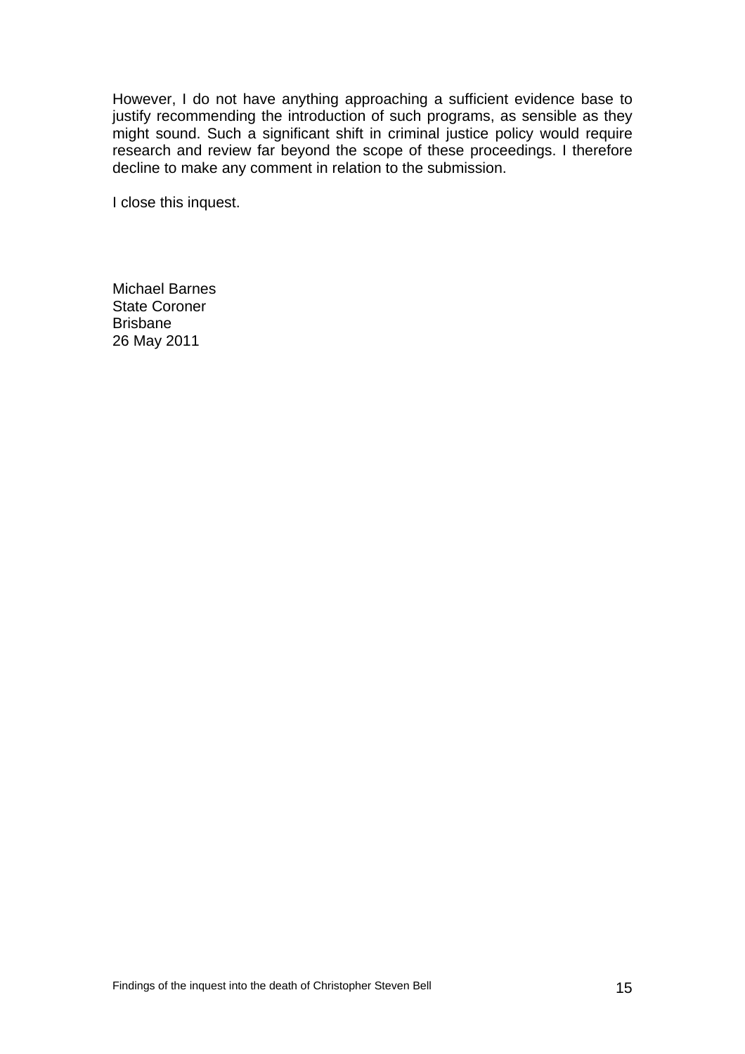However, I do not have anything approaching a sufficient evidence base to justify recommending the introduction of such programs, as sensible as they might sound. Such a significant shift in criminal justice policy would require research and review far beyond the scope of these proceedings. I therefore decline to make any comment in relation to the submission.

I close this inquest.

Michael Barnes  
State Coroner  
Brisbane  
26 May 2011